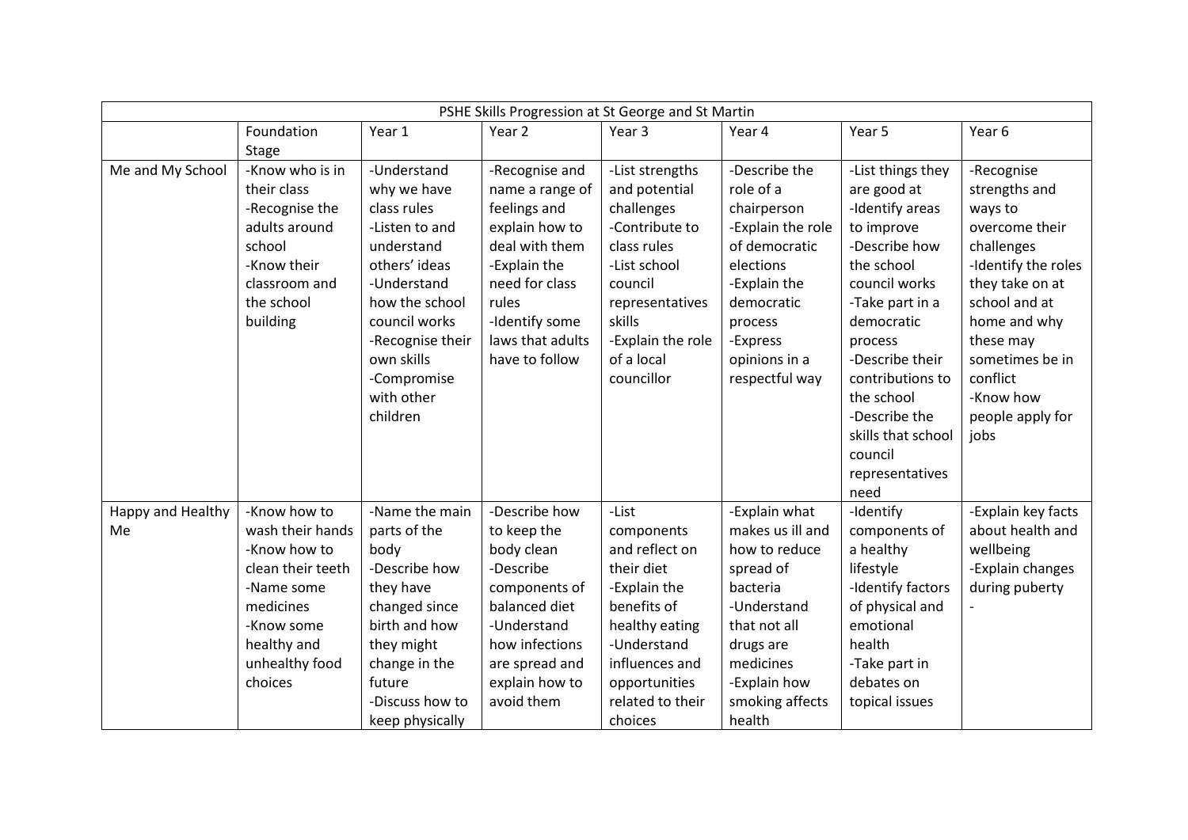| PSHE Skills Progression at St George and St Martin | | | | | | | |
|---|---|---|---|---|---|---|---|
| | Foundation Stage | Year 1 | Year 2 | Year 3 | Year 4 | Year 5 | Year 6 |
| Me and My School | -Know who is in their class<br>-Recognise the adults around school<br>-Know their classroom and the school building | -Understand why we have class rules<br>-Listen to and understand others' ideas<br>-Understand how the school council works<br>-Recognise their own skills<br>-Compromise with other children | -Recognise and name a range of feelings and explain how to deal with them<br>-Explain the need for class rules<br>-Identify some laws that adults have to follow | -List strengths and potential challenges<br>-Contribute to class rules<br>-List school council representatives skills<br>-Explain the role of a local councillor | -Describe the role of a chairperson<br>-Explain the role of democratic elections<br>-Explain the democratic process<br>-Express opinions in a respectful way | -List things they are good at<br>-Identify areas to improve<br>-Describe how the school council works<br>-Take part in a democratic process<br>-Describe their contributions to the school<br>-Describe the skills that school council representatives need | -Recognise strengths and ways to overcome their challenges<br>-Identify the roles they take on at school and at home and why these may sometimes be in conflict<br>-Know how people apply for jobs |
| Happy and Healthy Me | -Know how to wash their hands<br>-Know how to clean their teeth<br>-Name some medicines<br>-Know some healthy and unhealthy food choices | -Name the main parts of the body<br>-Describe how they have changed since birth and how they might change in the future<br>-Discuss how to keep physically | -Describe how to keep the body clean<br>-Describe components of balanced diet<br>-Understand how infections are spread and explain how to avoid them | -List components and reflect on their diet<br>-Explain the benefits of healthy eating<br>-Understand influences and opportunities related to their choices | -Explain what makes us ill and how to reduce spread of bacteria<br>-Understand that not all drugs are medicines<br>-Explain how smoking affects health | -Identify components of a healthy lifestyle<br>-Identify factors of physical and emotional health<br>-Take part in debates on topical issues | -Explain key facts about health and wellbeing<br>-Explain changes during puberty<br>- |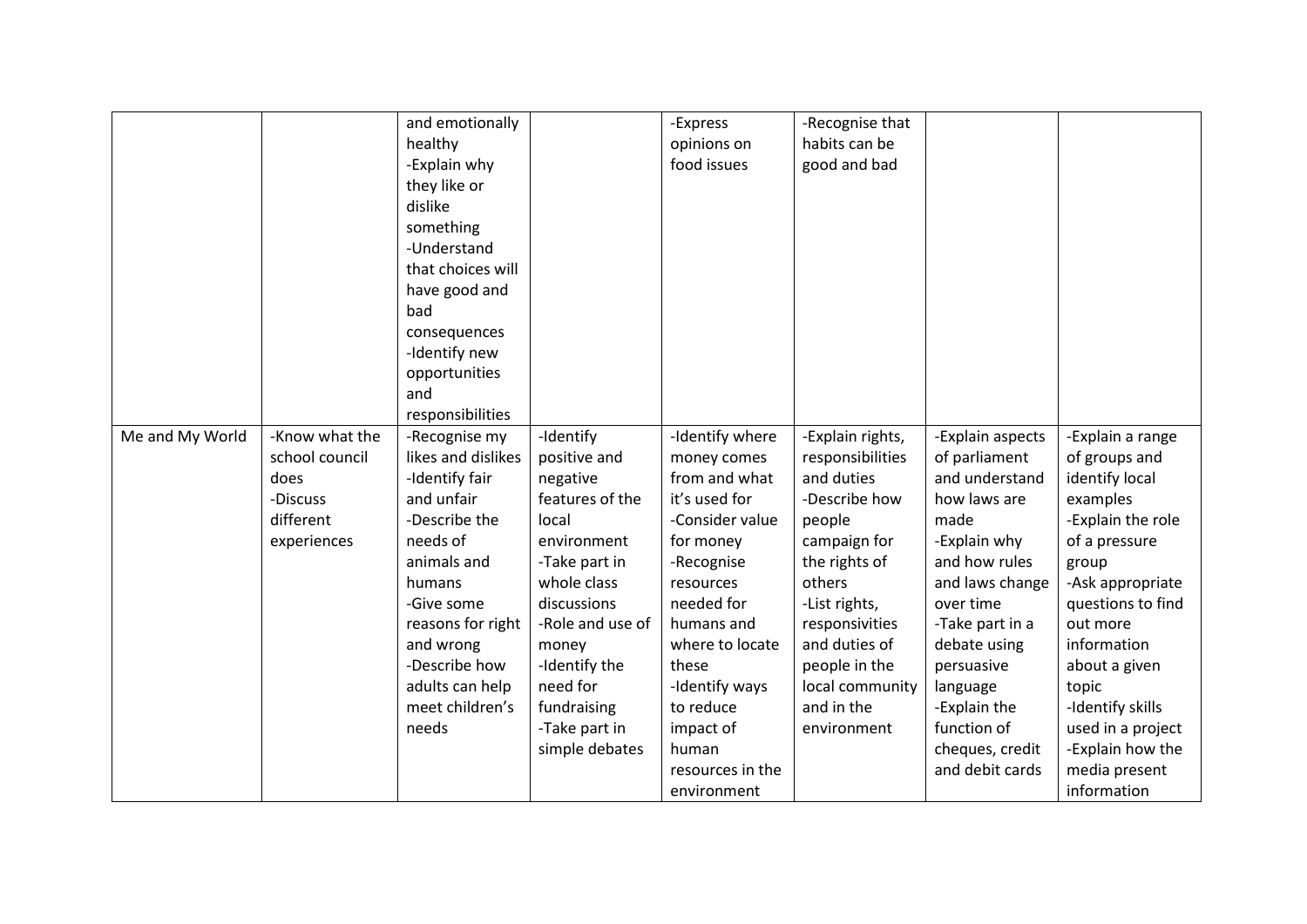| | | | | | | | |
|---|---|---|---|---|---|---|---|
| | | and emotionally healthy<br>-Explain why they like or dislike something<br>-Understand that choices will have good and bad consequences<br>-Identify new opportunities and responsibilities | | -Express opinions on food issues | -Recognise that habits can be good and bad | | |
| Me and My World | -Know what the school council does<br>-Discuss different experiences | -Recognise my likes and dislikes<br>-Identify fair and unfair<br>-Describe the needs of animals and humans<br>-Give some reasons for right and wrong<br>-Describe how adults can help meet children's needs | -Identify positive and negative features of the local environment<br>-Take part in whole class discussions<br>-Role and use of money<br>-Identify the need for fundraising<br>-Take part in simple debates | -Identify where money comes from and what it's used for<br>-Consider value for money<br>-Recognise resources needed for humans and where to locate these<br>-Identify ways to reduce impact of human resources in the environment | -Explain rights, responsibilities and duties<br>-Describe how people campaign for the rights of others<br>-List rights, responsivities and duties of people in the local community and in the environment | -Explain aspects of parliament and understand how laws are made<br>-Explain why and how rules and laws change over time<br>-Take part in a debate using persuasive language<br>-Explain the function of cheques, credit and debit cards | -Explain a range of groups and identify local examples<br>-Explain the role of a pressure group<br>-Ask appropriate questions to find out more information about a given topic<br>-Identify skills used in a project<br>-Explain how the media present information |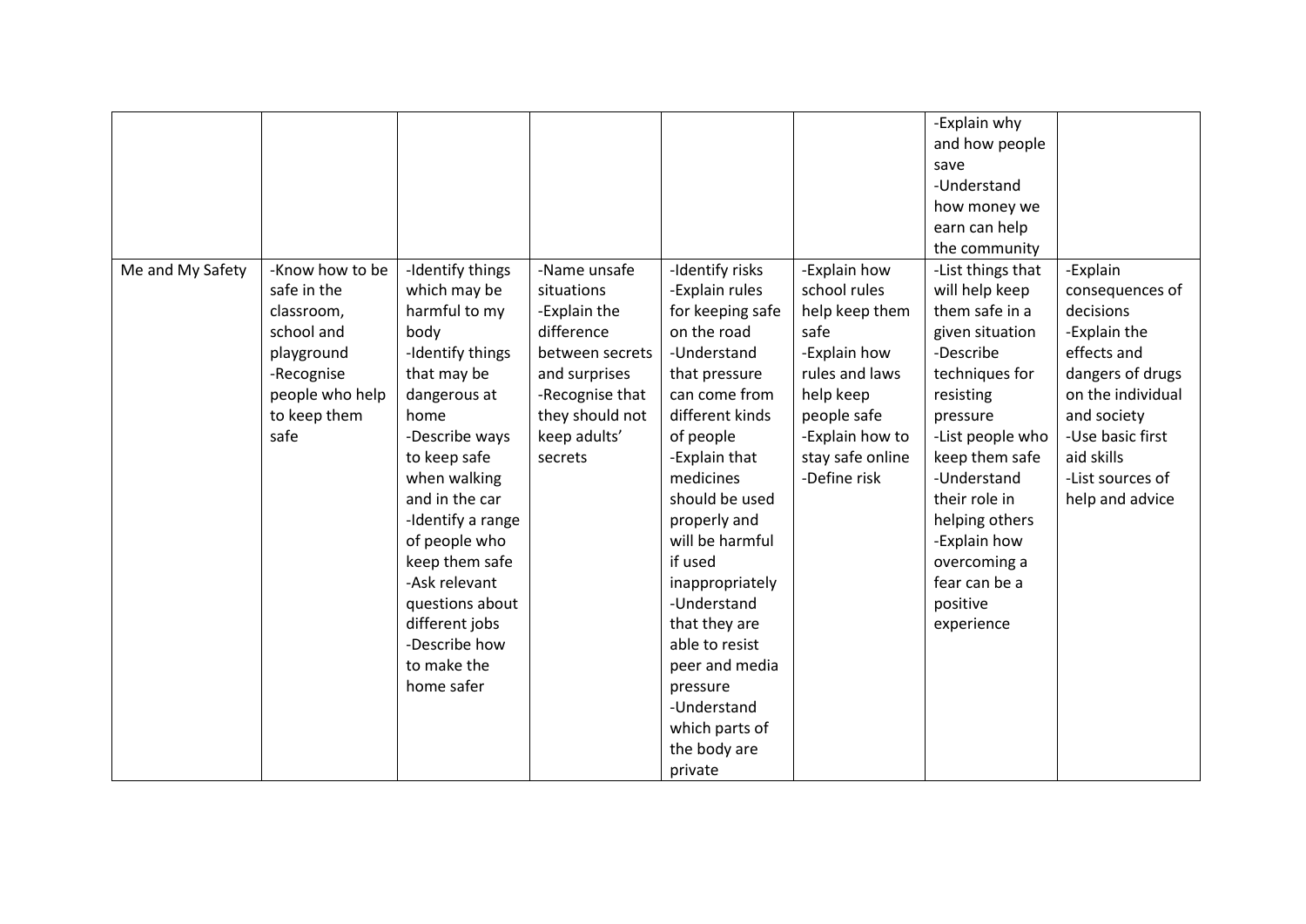| | | | | | | | |
|---|---|---|---|---|---|---|---|
| | | | | | | -Explain why and how people save<br>-Understand how money we earn can help the community | |
| Me and My Safety | -Know how to be safe in the classroom, school and playground<br>-Recognise people who help to keep them safe | -Identify things which may be harmful to my body<br>-Identify things that may be dangerous at home<br>-Describe ways to keep safe when walking and in the car<br>-Identify a range of people who keep them safe<br>-Ask relevant questions about different jobs<br>-Describe how to make the home safer | -Name unsafe situations<br>-Explain the difference between secrets and surprises<br>-Recognise that they should not keep adults' secrets | -Identify risks<br>-Explain rules for keeping safe on the road<br>-Understand that pressure can come from different kinds of people<br>-Explain that medicines should be used properly and will be harmful if used inappropriately<br>-Understand that they are able to resist peer and media pressure<br>-Understand which parts of the body are private | -Explain how school rules help keep them safe<br>-Explain how rules and laws help keep people safe<br>-Explain how to stay safe online<br>-Define risk | -List things that will help keep them safe in a given situation<br>-Describe techniques for resisting pressure<br>-List people who keep them safe<br>-Understand their role in helping others<br>-Explain how overcoming a fear can be a positive experience | -Explain consequences of decisions<br>-Explain the effects and dangers of drugs on the individual and society<br>-Use basic first aid skills<br>-List sources of help and advice |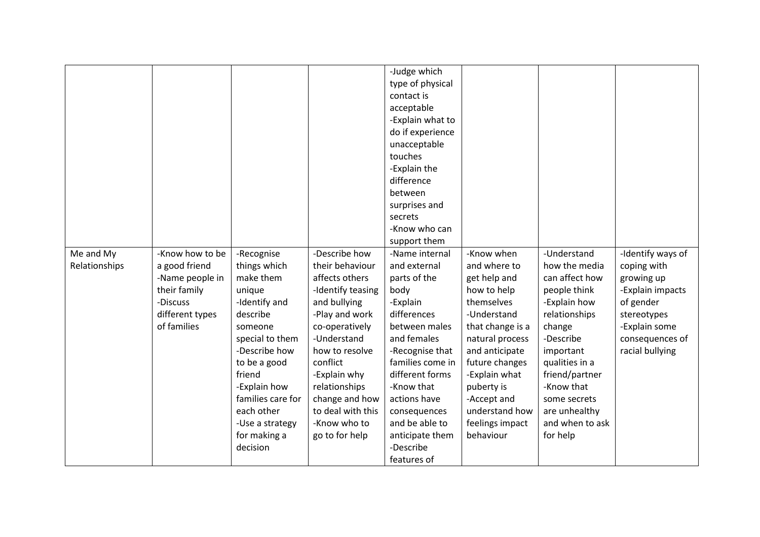|  |  |  |  | -Judge which type of physical contact is acceptable<br>-Explain what to do if experience unacceptable touches<br>-Explain the difference between surprises and secrets<br>-Know who can support them |  |  |  |
|---|---|---|---|---|---|---|---|
| Me and My Relationships | -Know how to be a good friend<br>-Name people in their family<br>-Discuss different types of families | -Recognise things which make them unique<br>-Identify and describe someone special to them<br>-Describe how to be a good friend<br>-Explain how families care for each other<br>-Use a strategy for making a decision | -Describe how their behaviour affects others<br>-Identify teasing and bullying<br>-Play and work co-operatively<br>-Understand how to resolve conflict<br>-Explain why relationships change and how to deal with this<br>-Know who to go to for help | -Name internal and external parts of the body<br>-Explain differences between males and females<br>-Recognise that families come in different forms<br>-Know that actions have consequences and be able to anticipate them<br>-Describe features of | -Know when and where to get help and how to help themselves<br>-Understand that change is a natural process and anticipate future changes<br>-Explain what puberty is<br>-Accept and understand how feelings impact behaviour | -Understand how the media can affect how people think<br>-Explain how relationships change<br>-Describe important qualities in a friend/partner<br>-Know that some secrets are unhealthy and when to ask for help | -Identify ways of coping with growing up<br>-Explain impacts of gender stereotypes<br>-Explain some consequences of racial bullying |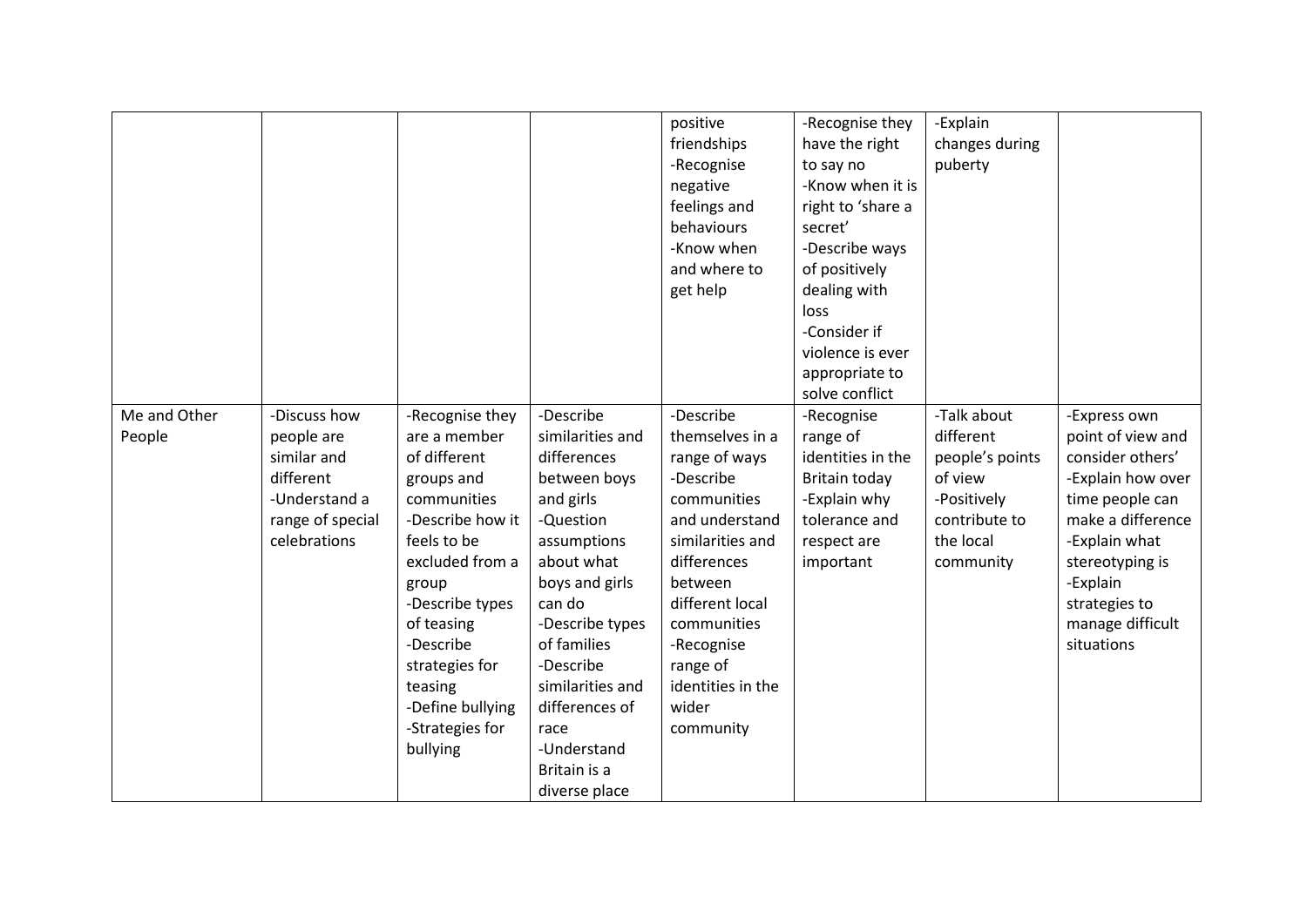| | | | | | | | |
|---|---|---|---|---|---|---|---|
| | | | | positive friendships<br>-Recognise negative feelings and behaviours<br>-Know when and where to get help | -Recognise they have the right to say no<br>-Know when it is right to 'share a secret'<br>-Describe ways of positively dealing with loss<br>-Consider if violence is ever appropriate to solve conflict | -Explain changes during puberty | |
| Me and Other People | -Discuss how people are similar and different<br>-Understand a range of special celebrations | -Recognise they are a member of different groups and communities<br>-Describe how it feels to be excluded from a group<br>-Describe types of teasing<br>-Describe strategies for teasing<br>-Define bullying<br>-Strategies for bullying | -Describe similarities and differences between boys and girls<br>-Question assumptions about what boys and girls can do<br>-Describe types of families<br>-Describe similarities and differences of race<br>-Understand Britain is a diverse place | -Describe themselves in a range of ways<br>-Describe communities and understand similarities and differences between different local communities<br>-Recognise range of identities in the wider community | -Recognise range of identities in the Britain today<br>-Explain why tolerance and respect are important | -Talk about different people's points of view<br>-Positively contribute to the local community | -Express own point of view and consider others'<br>-Explain how over time people can make a difference<br>-Explain what stereotyping is<br>-Explain strategies to manage difficult situations |